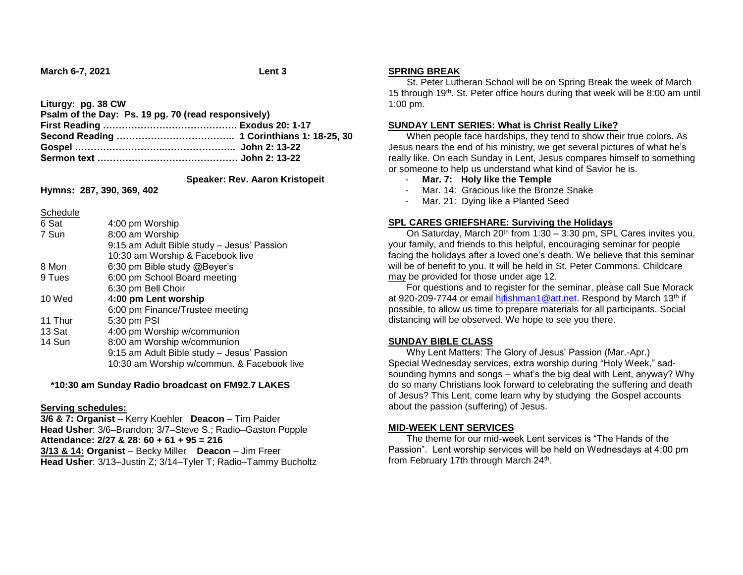**March 6-7, 2021** **Lent 3**

**Liturgy: pg. 38 CW**
**Psalm of the Day: Ps. 19 pg. 70 (read responsively)**
**First Reading ……………………………………. Exodus 20: 1-17**
**Second Reading ……………………………….. 1 Corinthians 1: 18-25, 30**
**Gospel ……………………..………………….. John 2: 13-22**
**Sermon text ……………………………………… John 2: 13-22**

**Speaker: Rev. Aaron Kristopeit**

**Hymns: 287, 390, 369, 402**

Schedule

| | |
|---|---|
| 6 Sat | 4:00 pm Worship |
| 7 Sun | 8:00 am Worship |
| | 9:15 am Adult Bible study – Jesus' Passion |
| | 10:30 am Worship & Facebook live |
| 8 Mon | 6:30 pm Bible study @Beyer's |
| 9 Tues | 6:00 pm School Board meeting |
| | 6:30 pm Bell Choir |
| 10 Wed | 4**:00 pm Lent worship** |
| | 6:00 pm Finance/Trustee meeting |
| 11 Thur | 5:30 pm PSI |
| 13 Sat | 4:00 pm Worship w/communion |
| 14 Sun | 8:00 am Worship w/communion |
| | 9:15 am Adult Bible study – Jesus' Passion |
| | 10:30 am Worship w/commun. & Facebook live |

**\*10:30 am Sunday Radio broadcast on FM92.7 LAKES**

**Serving schedules:**

**3/6 & 7: Organist** – Kerry Koehler **Deacon** – Tim Paider
**Head Usher**: 3/6–Brandon; 3/7–Steve S.; Radio–Gaston Popple
**Attendance: 2/27 & 28: 60 + 61 + 95 = 216**
**3/13 & 14: Organist** – Becky Miller **Deacon** – Jim Freer
**Head Usher**: 3/13–Justin Z; 3/14–Tyler T; Radio–Tammy Bucholtz

## SPRING BREAK

St. Peter Lutheran School will be on Spring Break the week of March 15 through 19th. St. Peter office hours during that week will be 8:00 am until 1:00 pm.

## SUNDAY LENT SERIES: What is Christ Really Like?

When people face hardships, they tend to show their true colors. As Jesus nears the end of his ministry, we get several pictures of what he's really like. On each Sunday in Lent, Jesus compares himself to something or someone to help us understand what kind of Savior he is.

- **Mar. 7: Holy like the Temple**
- Mar. 14: Gracious like the Bronze Snake
- Mar. 21: Dying like a Planted Seed

## SPL CARES GRIEFSHARE: Surviving the Holidays

On Saturday, March 20th from 1:30 – 3:30 pm, SPL Cares invites you, your family, and friends to this helpful, encouraging seminar for people facing the holidays after a loved one's death. We believe that this seminar will be of benefit to you. It will be held in St. Peter Commons. Childcare may be provided for those under age 12.

For questions and to register for the seminar, please call Sue Morack at 920-209-7744 or email hjfishman1@att.net. Respond by March 13th if possible, to allow us time to prepare materials for all participants. Social distancing will be observed. We hope to see you there.

## SUNDAY BIBLE CLASS

Why Lent Matters: The Glory of Jesus' Passion (Mar.-Apr.) Special Wednesday services, extra worship during "Holy Week," sad-sounding hymns and songs – what's the big deal with Lent, anyway? Why do so many Christians look forward to celebrating the suffering and death of Jesus? This Lent, come learn why by studying the Gospel accounts about the passion (suffering) of Jesus.

## MID-WEEK LENT SERVICES

The theme for our mid-week Lent services is "The Hands of the Passion". Lent worship services will be held on Wednesdays at 4:00 pm from February 17th through March 24th.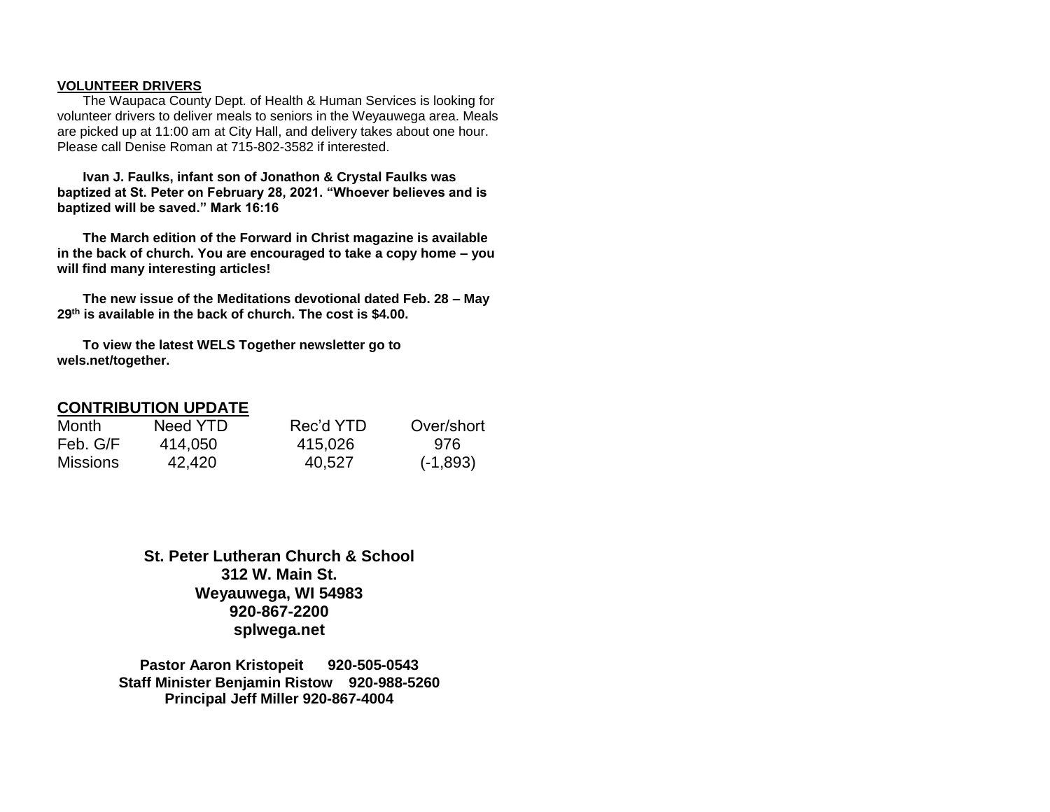**VOLUNTEER DRIVERS**

The Waupaca County Dept. of Health & Human Services is looking for volunteer drivers to deliver meals to seniors in the Weyauwega area. Meals are picked up at 11:00 am at City Hall, and delivery takes about one hour. Please call Denise Roman at 715-802-3582 if interested.

**Ivan J. Faulks, infant son of Jonathon & Crystal Faulks was baptized at St. Peter on February 28, 2021. "Whoever believes and is baptized will be saved." Mark 16:16**

**The March edition of the Forward in Christ magazine is available in the back of church. You are encouraged to take a copy home – you will find many interesting articles!**

**The new issue of the Meditations devotional dated Feb. 28 – May 29th is available in the back of church. The cost is $4.00.**

**To view the latest WELS Together newsletter go to wels.net/together.**

## CONTRIBUTION UPDATE

| Month | Need YTD | Rec'd YTD | Over/short |
|---|---|---|---|
| Feb. G/F | 414,050 | 415,026 | 976 |
| Missions | 42,420 | 40,527 | (-1,893) |

**St. Peter Lutheran Church & School**
**312 W. Main St.**
**Weyauwega, WI 54983**
**920-867-2200**
**splwega.net**

**Pastor Aaron Kristopeit 920-505-0543**
**Staff Minister Benjamin Ristow 920-988-5260**
**Principal Jeff Miller 920-867-4004**